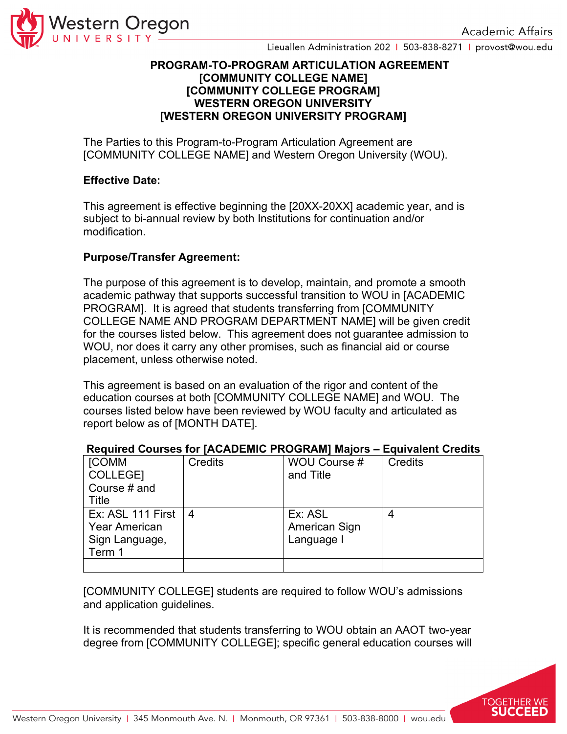# PROGRAM-TO-PROGRAM ARTICULATION AGREEMENT
# [COMMUNITY COLLEGE NAME]
# [COMMUNITY COLLEGE PROGRAM]
# WESTERN OREGON UNIVERSITY
# [WESTERN OREGON UNIVERSITY PROGRAM]

The Parties to this Program-to-Program Articulation Agreement are [COMMUNITY COLLEGE NAME] and Western Oregon University (WOU).

**Effective Date:**

This agreement is effective beginning the [20XX-20XX] academic year, and is subject to bi-annual review by both Institutions for continuation and/or modification.

**Purpose/Transfer Agreement:**

The purpose of this agreement is to develop, maintain, and promote a smooth academic pathway that supports successful transition to WOU in [ACADEMIC PROGRAM]. It is agreed that students transferring from [COMMUNITY COLLEGE NAME AND PROGRAM DEPARTMENT NAME] will be given credit for the courses listed below. This agreement does not guarantee admission to WOU, nor does it carry any other promises, such as financial aid or course placement, unless otherwise noted.

This agreement is based on an evaluation of the rigor and content of the education courses at both [COMMUNITY COLLEGE NAME] and WOU. The courses listed below have been reviewed by WOU faculty and articulated as report below as of [MONTH DATE].

**Required Courses for [ACADEMIC PROGRAM] Majors – Equivalent Credits**

| [COMM COLLEGE] Course # and Title | Credits | WOU Course # and Title | Credits |
|---|---|---|---|
| Ex: ASL 111 First Year American Sign Language, Term 1 | 4 | Ex: ASL American Sign Language I | 4 |
| | | | |

[COMMUNITY COLLEGE] students are required to follow WOU's admissions and application guidelines.

It is recommended that students transferring to WOU obtain an AAOT two-year degree from [COMMUNITY COLLEGE]; specific general education courses will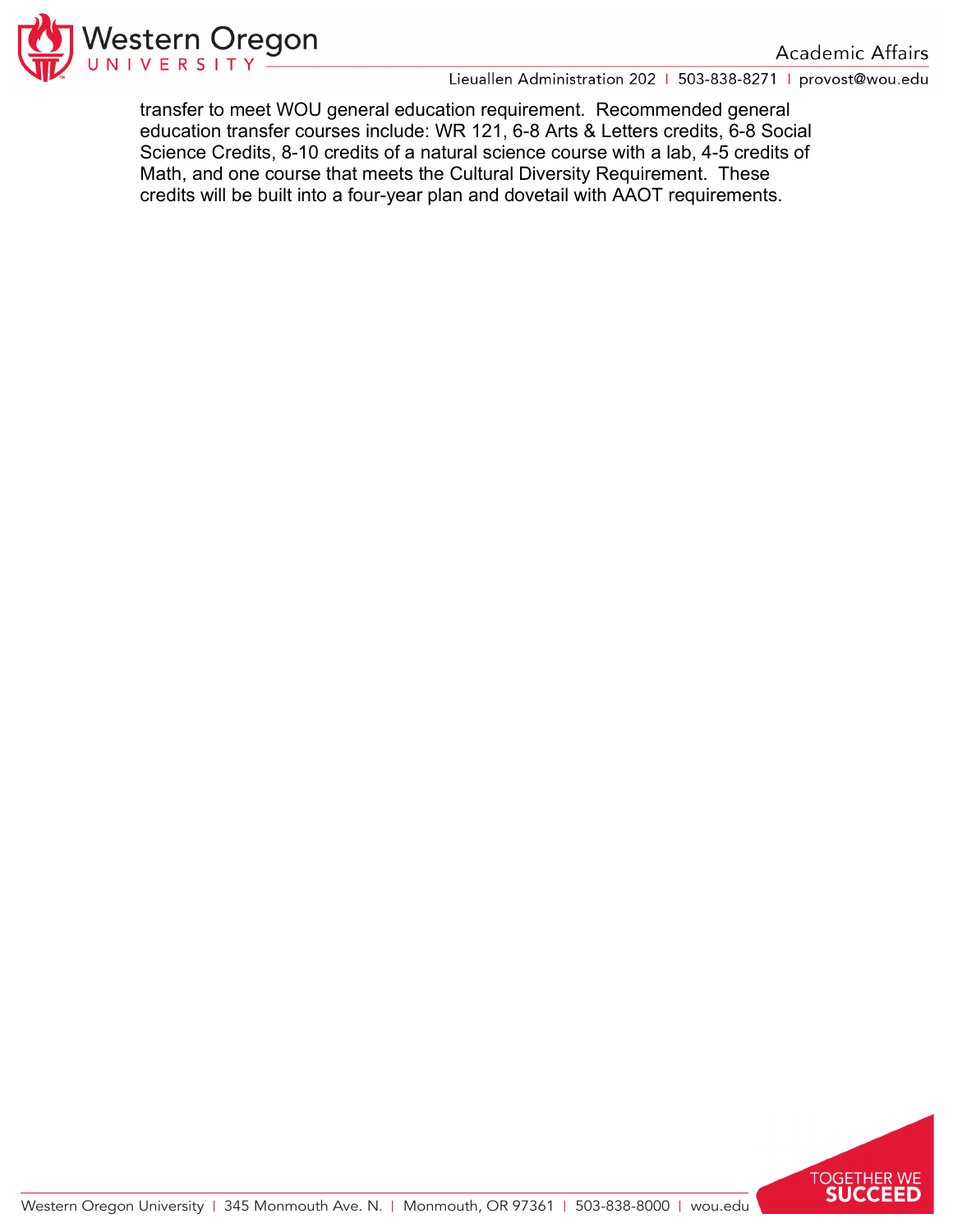transfer to meet WOU general education requirement. Recommended general education transfer courses include: WR 121, 6-8 Arts & Letters credits, 6-8 Social Science Credits, 8-10 credits of a natural science course with a lab, 4-5 credits of Math, and one course that meets the Cultural Diversity Requirement. These credits will be built into a four-year plan and dovetail with AAOT requirements.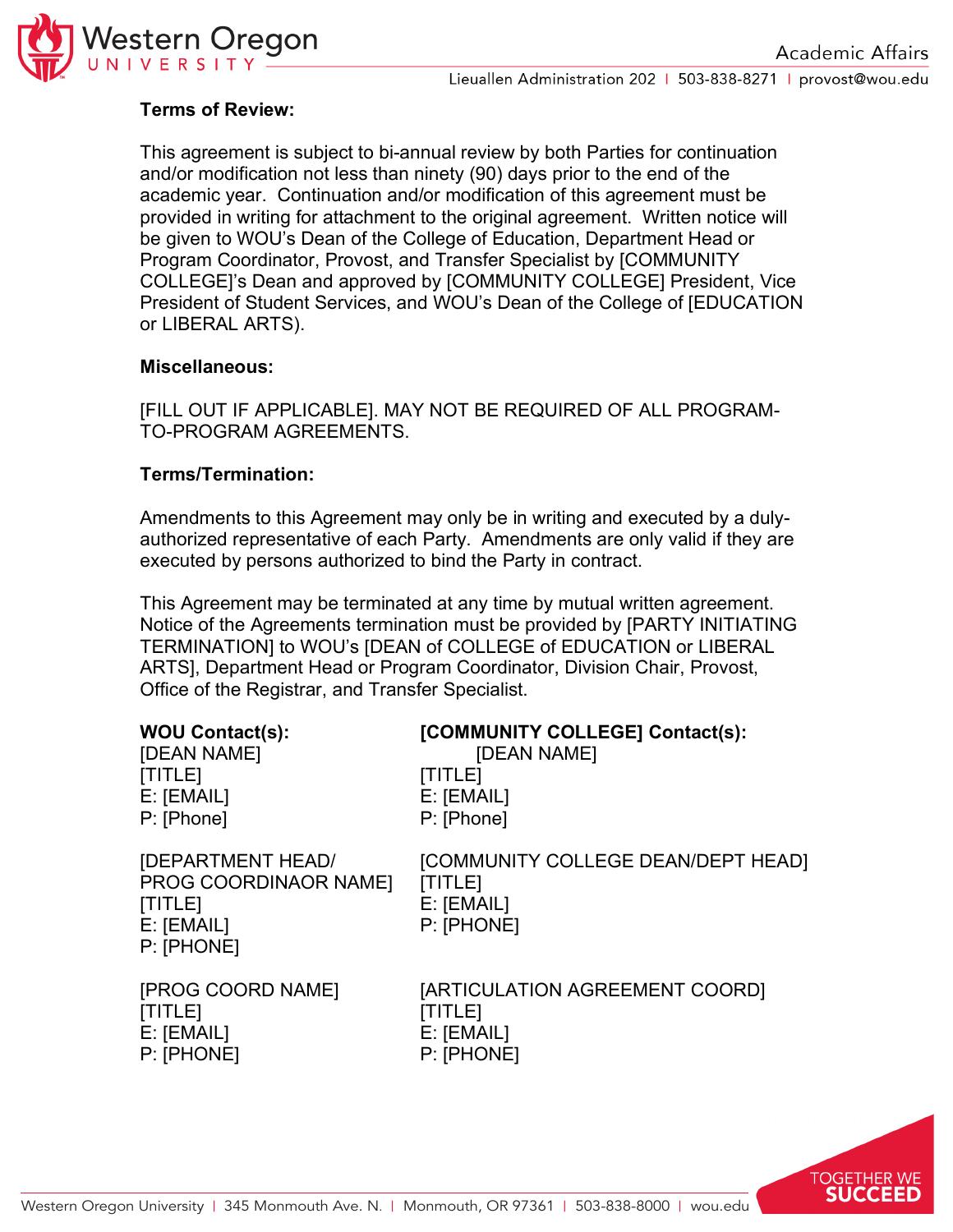**Terms of Review:**

This agreement is subject to bi-annual review by both Parties for continuation and/or modification not less than ninety (90) days prior to the end of the academic year. Continuation and/or modification of this agreement must be provided in writing for attachment to the original agreement. Written notice will be given to WOU's Dean of the College of Education, Department Head or Program Coordinator, Provost, and Transfer Specialist by [COMMUNITY COLLEGE]'s Dean and approved by [COMMUNITY COLLEGE] President, Vice President of Student Services, and WOU's Dean of the College of [EDUCATION or LIBERAL ARTS).

**Miscellaneous:**

[FILL OUT IF APPLICABLE]. MAY NOT BE REQUIRED OF ALL PROGRAM-TO-PROGRAM AGREEMENTS.

**Terms/Termination:**

Amendments to this Agreement may only be in writing and executed by a duly-authorized representative of each Party. Amendments are only valid if they are executed by persons authorized to bind the Party in contract.

This Agreement may be terminated at any time by mutual written agreement. Notice of the Agreements termination must be provided by [PARTY INITIATING TERMINATION] to WOU's [DEAN of COLLEGE of EDUCATION or LIBERAL ARTS], Department Head or Program Coordinator, Division Chair, Provost, Office of the Registrar, and Transfer Specialist.

**WOU Contact(s):**
[DEAN NAME]
[TITLE]
E: [EMAIL]
P: [Phone]

[DEPARTMENT HEAD/
PROG COORDINAOR NAME]
[TITLE]
E: [EMAIL]
P: [PHONE]

[PROG COORD NAME]
[TITLE]
E: [EMAIL]
P: [PHONE]

**[COMMUNITY COLLEGE] Contact(s):**
[DEAN NAME]
[TITLE]
E: [EMAIL]
P: [Phone]

[COMMUNITY COLLEGE DEAN/DEPT HEAD]
[TITLE]
E: [EMAIL]
P: [PHONE]

[ARTICULATION AGREEMENT COORD]
[TITLE]
E: [EMAIL]
P: [PHONE]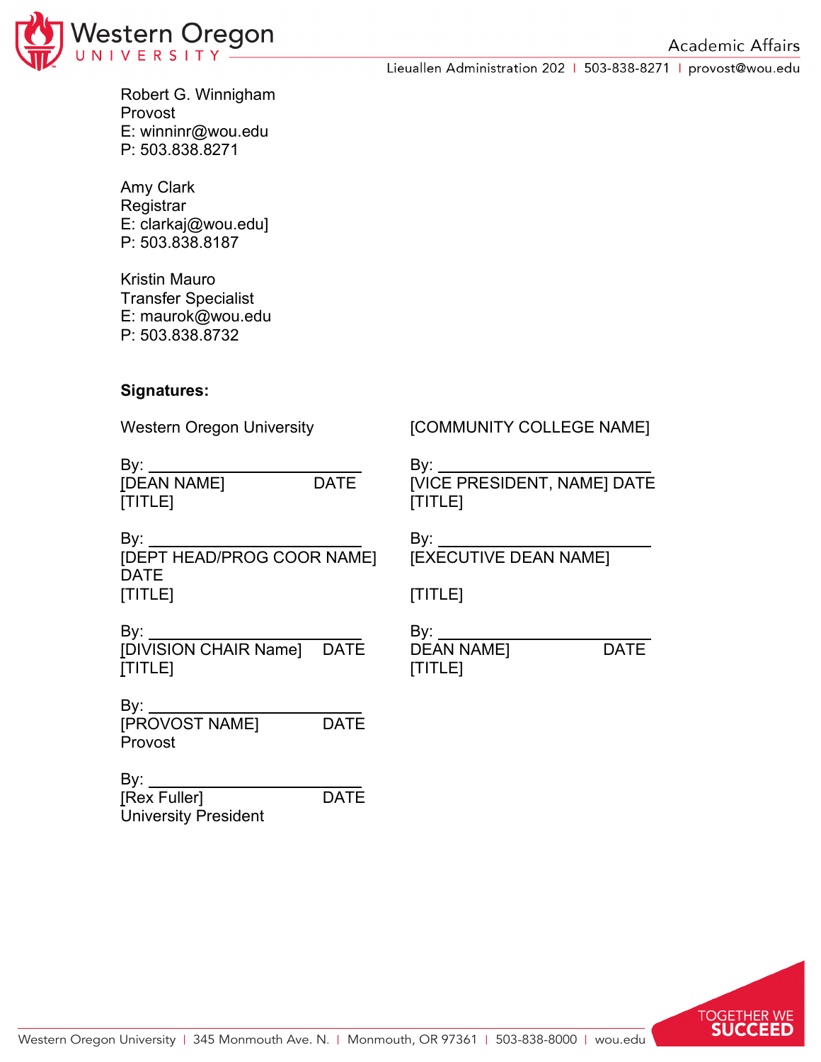Robert G. Winnigham
Provost
E: winninr@wou.edu
P: 503.838.8271

Amy Clark
Registrar
E: clarkaj@wou.edu]
P: 503.838.8187

Kristin Mauro
Transfer Specialist
E: maurok@wou.edu
P: 503.838.8732

**Signatures:**

Western Oregon University

By: ______________________
[DEAN NAME] DATE
[TITLE]

By: ______________________
[DEPT HEAD/PROG COOR NAME]
DATE
[TITLE]

By: ______________________
[DIVISION CHAIR Name] DATE
[TITLE]

By: ______________________
[PROVOST NAME] DATE
Provost

By: ______________________
[Rex Fuller] DATE
University President

[COMMUNITY COLLEGE NAME]

By: ______________________
[VICE PRESIDENT, NAME] DATE
[TITLE]

By: ______________________
[EXECUTIVE DEAN NAME]

[TITLE]

By: ______________________
DEAN NAME] DATE
[TITLE]